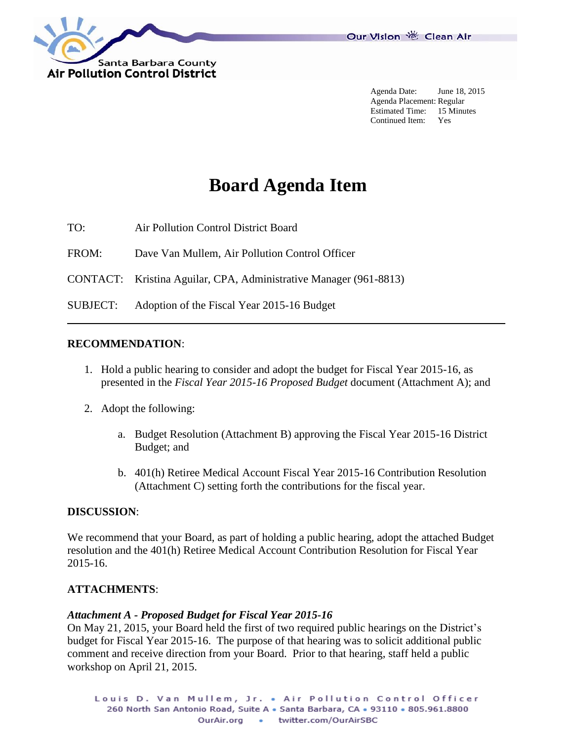Agenda Date: June 18, 2015
Agenda Placement: Regular
Estimated Time: 15 Minutes
Continued Item: Yes

# Board Agenda Item

TO: Air Pollution Control District Board

FROM: Dave Van Mullem, Air Pollution Control Officer

CONTACT: Kristina Aguilar, CPA, Administrative Manager (961-8813)

SUBJECT: Adoption of the Fiscal Year 2015-16 Budget

---

**RECOMMENDATION**:

1. Hold a public hearing to consider and adopt the budget for Fiscal Year 2015-16, as presented in the *Fiscal Year 2015-16 Proposed Budget* document (Attachment A); and

2. Adopt the following:

   a. Budget Resolution (Attachment B) approving the Fiscal Year 2015-16 District Budget; and

   b. 401(h) Retiree Medical Account Fiscal Year 2015-16 Contribution Resolution (Attachment C) setting forth the contributions for the fiscal year.

**DISCUSSION**:

We recommend that your Board, as part of holding a public hearing, adopt the attached Budget resolution and the 401(h) Retiree Medical Account Contribution Resolution for Fiscal Year 2015-16.

**ATTACHMENTS**:

***Attachment A - Proposed Budget for Fiscal Year 2015-16***
On May 21, 2015, your Board held the first of two required public hearings on the District's budget for Fiscal Year 2015-16. The purpose of that hearing was to solicit additional public comment and receive direction from your Board. Prior to that hearing, staff held a public workshop on April 21, 2015.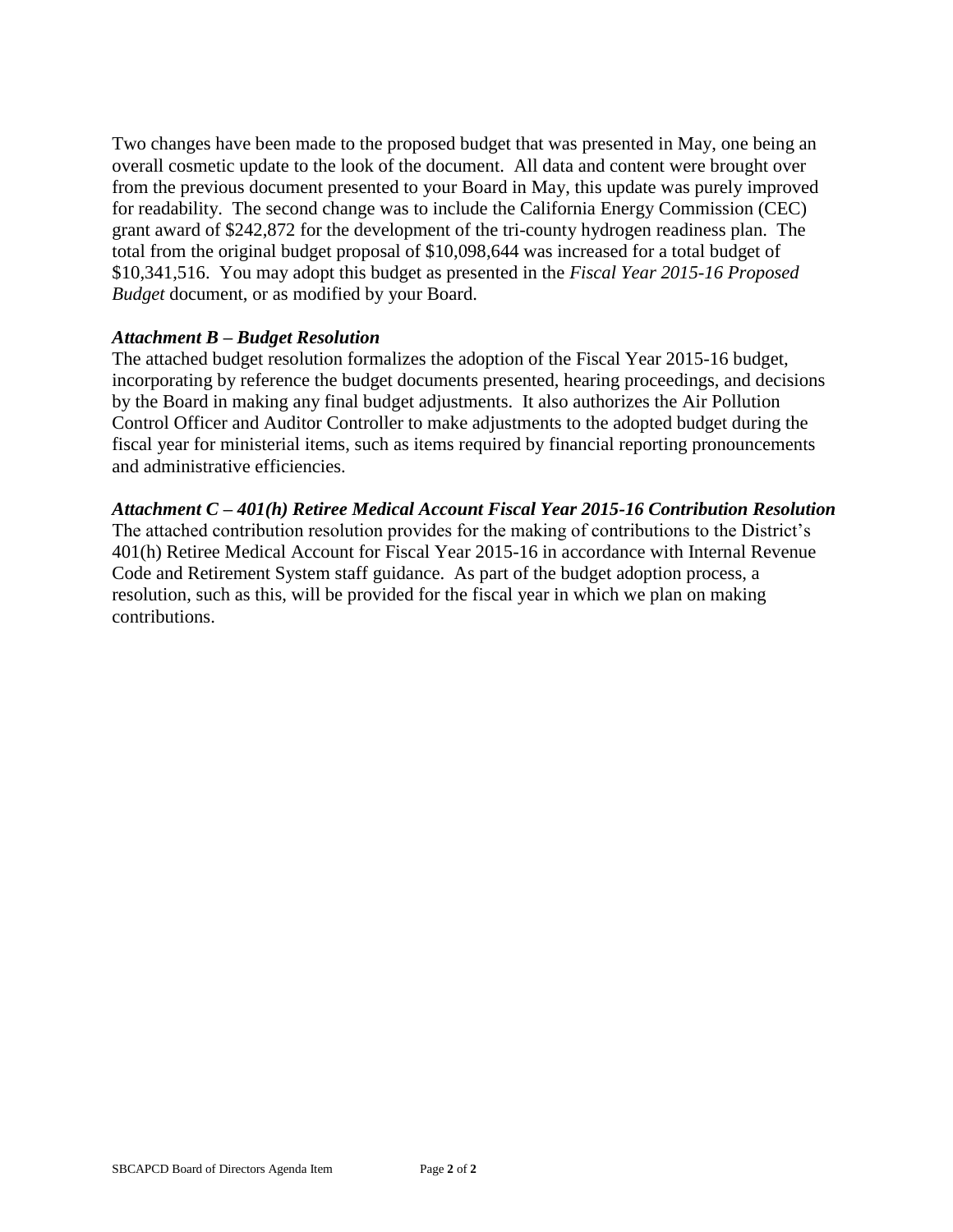Two changes have been made to the proposed budget that was presented in May, one being an overall cosmetic update to the look of the document. All data and content were brought over from the previous document presented to your Board in May, this update was purely improved for readability. The second change was to include the California Energy Commission (CEC) grant award of $242,872 for the development of the tri-county hydrogen readiness plan. The total from the original budget proposal of $10,098,644 was increased for a total budget of $10,341,516. You may adopt this budget as presented in the *Fiscal Year 2015-16 Proposed Budget* document, or as modified by your Board.

***Attachment B – Budget Resolution***

The attached budget resolution formalizes the adoption of the Fiscal Year 2015-16 budget, incorporating by reference the budget documents presented, hearing proceedings, and decisions by the Board in making any final budget adjustments. It also authorizes the Air Pollution Control Officer and Auditor Controller to make adjustments to the adopted budget during the fiscal year for ministerial items, such as items required by financial reporting pronouncements and administrative efficiencies.

***Attachment C – 401(h) Retiree Medical Account Fiscal Year 2015-16 Contribution Resolution***

The attached contribution resolution provides for the making of contributions to the District's 401(h) Retiree Medical Account for Fiscal Year 2015-16 in accordance with Internal Revenue Code and Retirement System staff guidance. As part of the budget adoption process, a resolution, such as this, will be provided for the fiscal year in which we plan on making contributions.